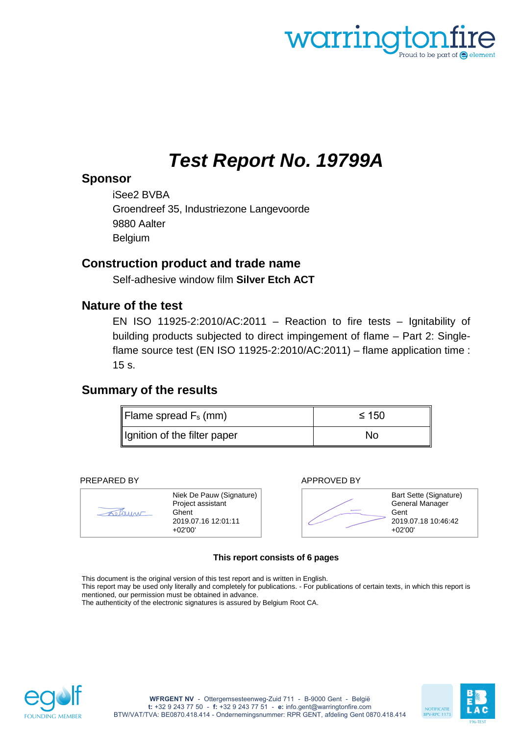# *Test Report No. 19799A*

## Sponsor

iSee2 BVBA
Groendreef 35, Industriezone Langevoorde
9880 Aalter
Belgium

## Construction product and trade name

Self-adhesive window film **Silver Etch ACT**

## Nature of the test

EN ISO 11925-2:2010/AC:2011 – Reaction to fire tests – Ignitability of building products subjected to direct impingement of flame – Part 2: Single-flame source test (EN ISO 11925-2:2010/AC:2011) – flame application time : 15 s.

## Summary of the results

| Flame spread $F_s$ (mm) | ≤ 150 |
|---|---|
| Ignition of the filter paper | No |

PREPARED BY

Niek De Pauw (Signature)
Project assistant
Ghent
2019.07.16 12:01:11
+02'00'

APPROVED BY

Bart Sette (Signature)
General Manager
Gent
2019.07.18 10:46:42
+02'00'

**This report consists of 6 pages**

This document is the original version of this test report and is written in English.
This report may be used only literally and completely for publications. - For publications of certain texts, in which this report is mentioned, our permission must be obtained in advance.
The authenticity of the electronic signatures is assured by Belgium Root CA.

**WFRGENT NV** - Ottergemsesteenweg-Zuid 711 - B-9000 Gent - België
**t:** +32 9 243 77 50 - **f:** +32 9 243 77 51 - **e:** info.gent@warringtonfire.com
BTW/VAT/TVA: BE0870.418.414 - Ondernemingsnummer: RPR GENT, afdeling Gent 0870.418.414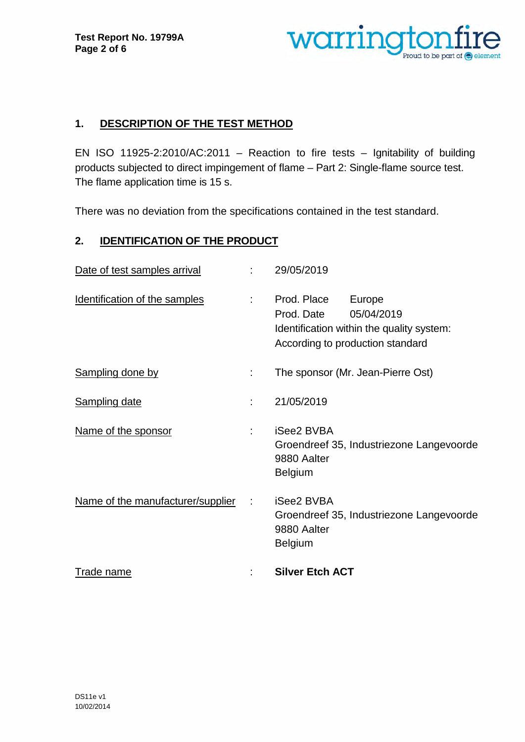## 1. DESCRIPTION OF THE TEST METHOD

EN ISO 11925-2:2010/AC:2011 – Reaction to fire tests – Ignitability of building products subjected to direct impingement of flame – Part 2: Single-flame source test. The flame application time is 15 s.

There was no deviation from the specifications contained in the test standard.

## 2. IDENTIFICATION OF THE PRODUCT

| | | |
|---|---|---|
| Date of test samples arrival | : | 29/05/2019 |
| Identification of the samples | : | Prod. Place Europe<br>Prod. Date 05/04/2019<br>Identification within the quality system:<br>According to production standard |
| Sampling done by | : | The sponsor (Mr. Jean-Pierre Ost) |
| Sampling date | : | 21/05/2019 |
| Name of the sponsor | : | iSee2 BVBA<br>Groendreef 35, Industriezone Langevoorde<br>9880 Aalter<br>Belgium |
| Name of the manufacturer/supplier | : | iSee2 BVBA<br>Groendreef 35, Industriezone Langevoorde<br>9880 Aalter<br>Belgium |
| Trade name | : | **Silver Etch ACT** |

DS11e v1
10/02/2014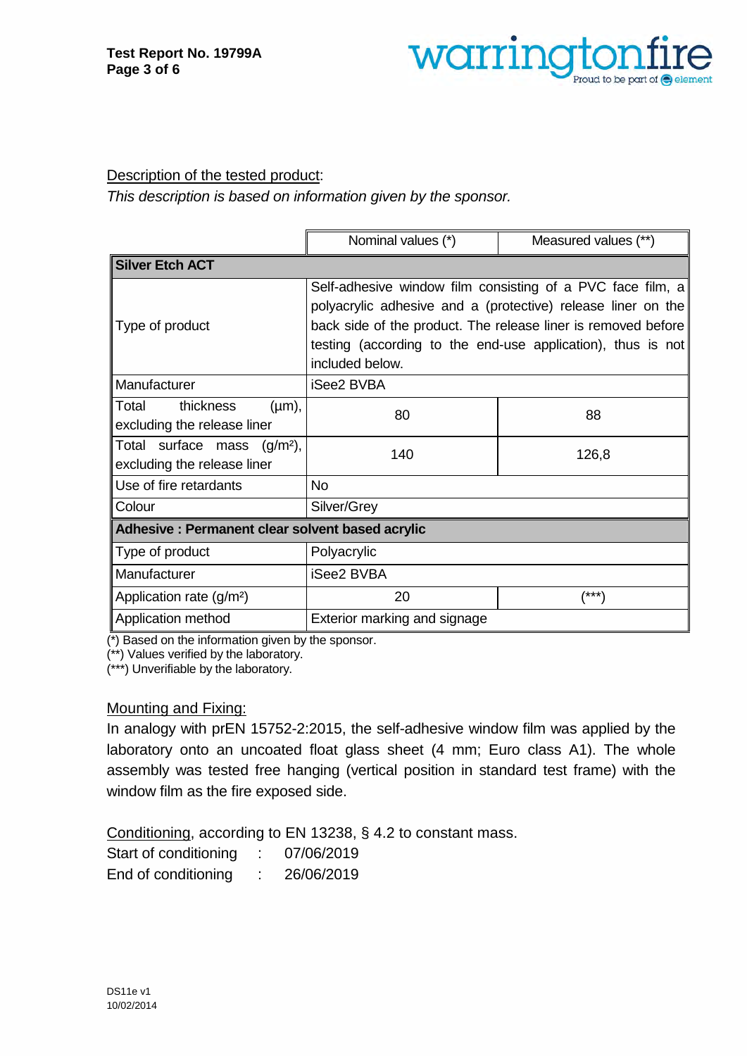Description of the tested product:

*This description is based on information given by the sponsor.*

| | Nominal values (*) | Measured values (**) |
|---|---|---|
| **Silver Etch ACT** | | |
| Type of product | Self-adhesive window film consisting of a PVC face film, a polyacrylic adhesive and a (protective) release liner on the back side of the product. The release liner is removed before testing (according to the end-use application), thus is not included below. | |
| Manufacturer | iSee2 BVBA | |
| Total thickness (µm), excluding the release liner | 80 | 88 |
| Total surface mass (g/m²), excluding the release liner | 140 | 126,8 |
| Use of fire retardants | No | |
| Colour | Silver/Grey | |
| **Adhesive : Permanent clear solvent based acrylic** | | |
| Type of product | Polyacrylic | |
| Manufacturer | iSee2 BVBA | |
| Application rate (g/m²) | 20 | (***) |
| Application method | Exterior marking and signage | |

(*) Based on the information given by the sponsor.
(**) Values verified by the laboratory.
(***) Unverifiable by the laboratory.

Mounting and Fixing:

In analogy with prEN 15752-2:2015, the self-adhesive window film was applied by the laboratory onto an uncoated float glass sheet (4 mm; Euro class A1). The whole assembly was tested free hanging (vertical position in standard test frame) with the window film as the fire exposed side.

Conditioning, according to EN 13238, § 4.2 to constant mass.

Start of conditioning : 07/06/2019
End of conditioning : 26/06/2019

DS11e v1
10/02/2014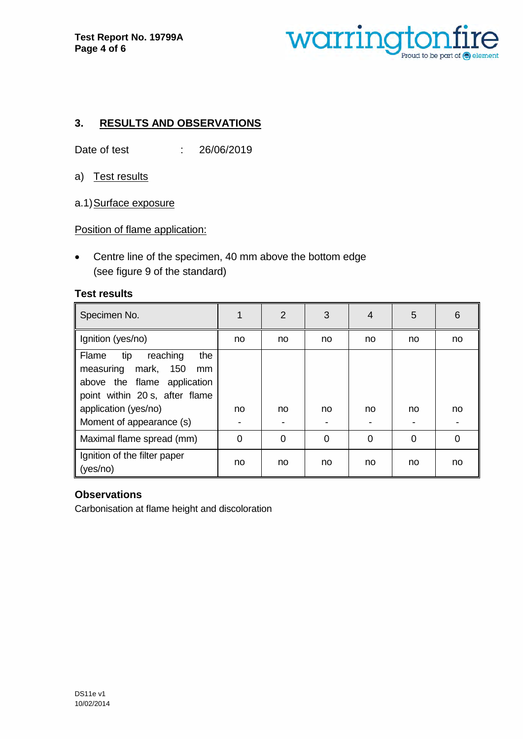## 3. RESULTS AND OBSERVATIONS

Date of test : 26/06/2019

a) Test results

a.1) Surface exposure

Position of flame application:

- Centre line of the specimen, 40 mm above the bottom edge (see figure 9 of the standard)

**Test results**

| Specimen No. | 1 | 2 | 3 | 4 | 5 | 6 |
|---|---|---|---|---|---|---|
| Ignition (yes/no) | no | no | no | no | no | no |
| Flame tip reaching the measuring mark, 150 mm above the flame application point within 20 s, after flame application (yes/no)<br>Moment of appearance (s) | no<br>- | no<br>- | no<br>- | no<br>- | no<br>- | no<br>- |
| Maximal flame spread (mm) | 0 | 0 | 0 | 0 | 0 | 0 |
| Ignition of the filter paper (yes/no) | no | no | no | no | no | no |

**Observations**

Carbonisation at flame height and discoloration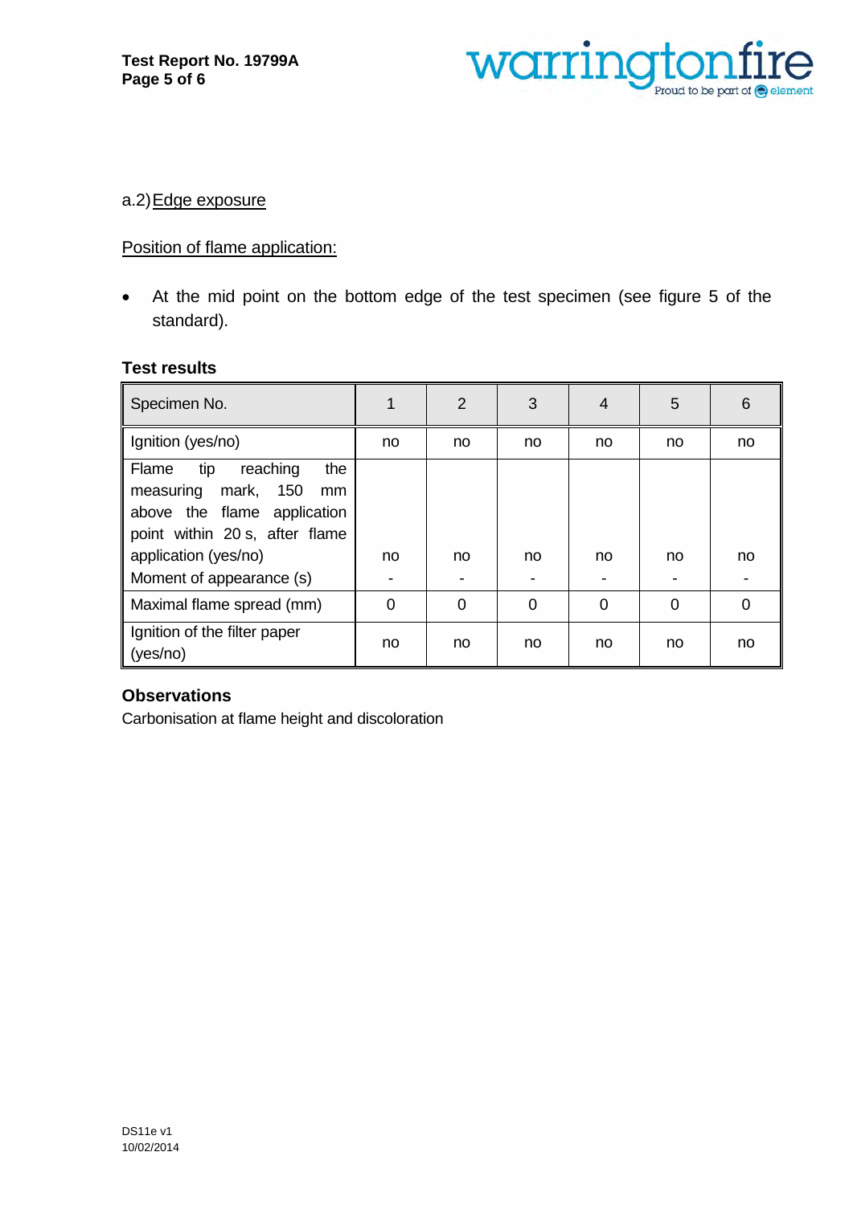a.2) Edge exposure

Position of flame application:

- At the mid point on the bottom edge of the test specimen (see figure 5 of the standard).

**Test results**

| Specimen No. | 1 | 2 | 3 | 4 | 5 | 6 |
|---|---|---|---|---|---|---|
| Ignition (yes/no) | no | no | no | no | no | no |
| Flame tip reaching the measuring mark, 150 mm above the flame application point within 20 s, after flame application (yes/no)<br>Moment of appearance (s) | no<br>- | no<br>- | no<br>- | no<br>- | no<br>- | no<br>- |
| Maximal flame spread (mm) | 0 | 0 | 0 | 0 | 0 | 0 |
| Ignition of the filter paper (yes/no) | no | no | no | no | no | no |

**Observations**

Carbonisation at flame height and discoloration

DS11e v1
10/02/2014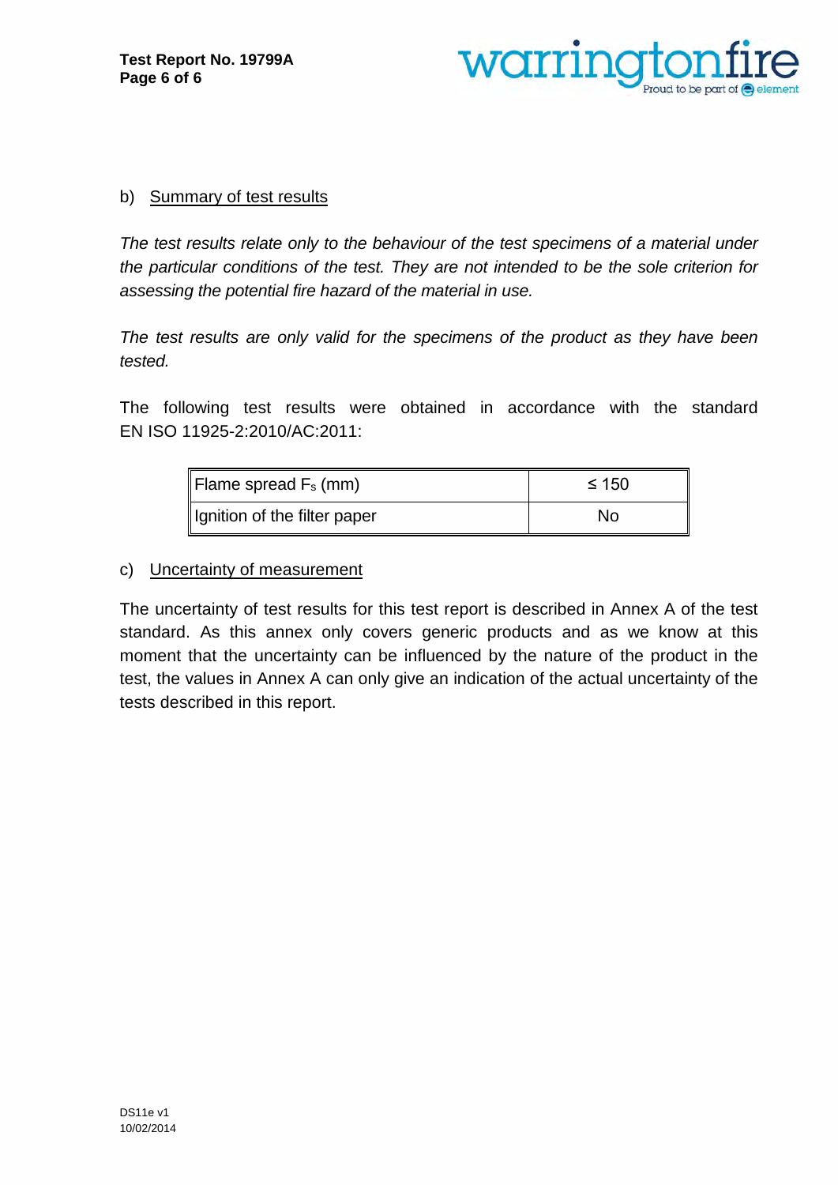b) Summary of test results

*The test results relate only to the behaviour of the test specimens of a material under the particular conditions of the test. They are not intended to be the sole criterion for assessing the potential fire hazard of the material in use.*

*The test results are only valid for the specimens of the product as they have been tested.*

The following test results were obtained in accordance with the standard EN ISO 11925-2:2010/AC:2011:

| | |
|---|---|
| Flame spread $F_s$ (mm) | ≤ 150 |
| Ignition of the filter paper | No |

c) Uncertainty of measurement

The uncertainty of test results for this test report is described in Annex A of the test standard. As this annex only covers generic products and as we know at this moment that the uncertainty can be influenced by the nature of the product in the test, the values in Annex A can only give an indication of the actual uncertainty of the tests described in this report.